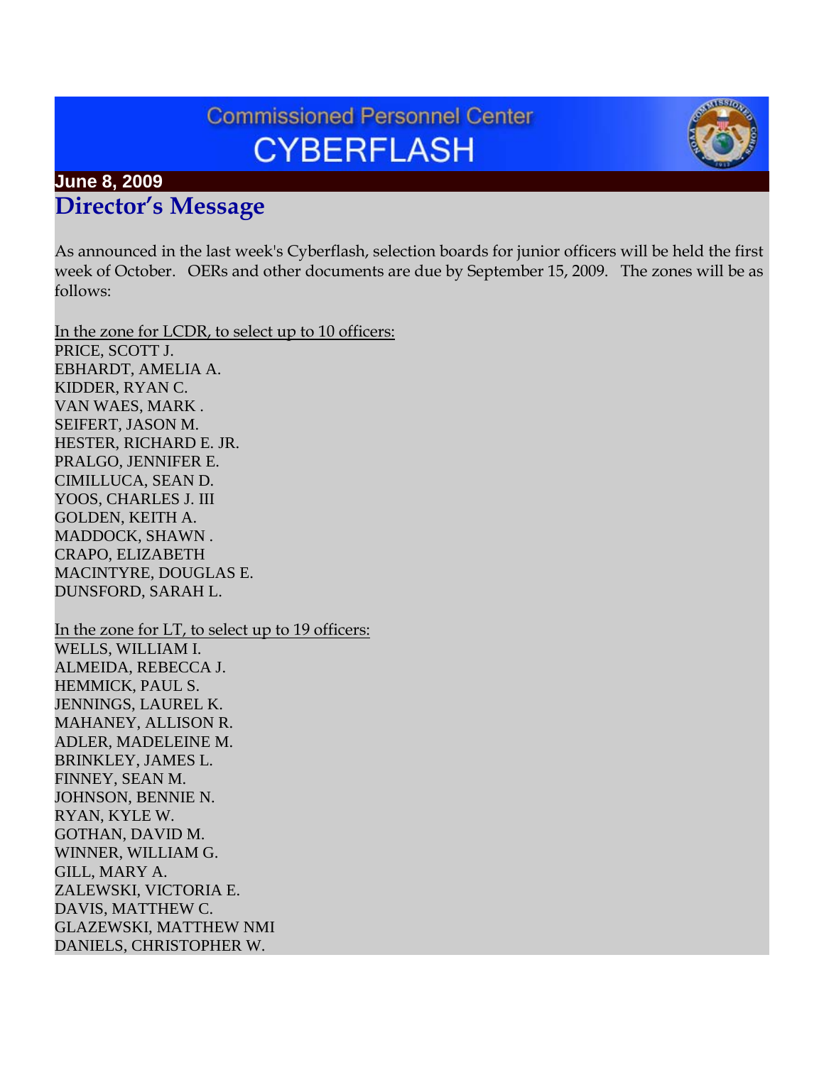# Commissioned Personnel Center CYBERFLASH

**June 8, 2009**

## Director's Message

As announced in the last week's Cyberflash, selection boards for junior officers will be held the first week of October. OERs and other documents are due by September 15, 2009. The zones will be as follows:

In the zone for LCDR, to select up to 10 officers:
PRICE, SCOTT J.
EBHARDT, AMELIA A.
KIDDER, RYAN C.
VAN WAES, MARK .
SEIFERT, JASON M.
HESTER, RICHARD E. JR.
PRALGO, JENNIFER E.
CIMILLUCA, SEAN D.
YOOS, CHARLES J. III
GOLDEN, KEITH A.
MADDOCK, SHAWN .
CRAPO, ELIZABETH
MACINTYRE, DOUGLAS E.
DUNSFORD, SARAH L.

In the zone for LT, to select up to 19 officers:
WELLS, WILLIAM I.
ALMEIDA, REBECCA J.
HEMMICK, PAUL S.
JENNINGS, LAUREL K.
MAHANEY, ALLISON R.
ADLER, MADELEINE M.
BRINKLEY, JAMES L.
FINNEY, SEAN M.
JOHNSON, BENNIE N.
RYAN, KYLE W.
GOTHAN, DAVID M.
WINNER, WILLIAM G.
GILL, MARY A.
ZALEWSKI, VICTORIA E.
DAVIS, MATTHEW C.
GLAZEWSKI, MATTHEW NMI
DANIELS, CHRISTOPHER W.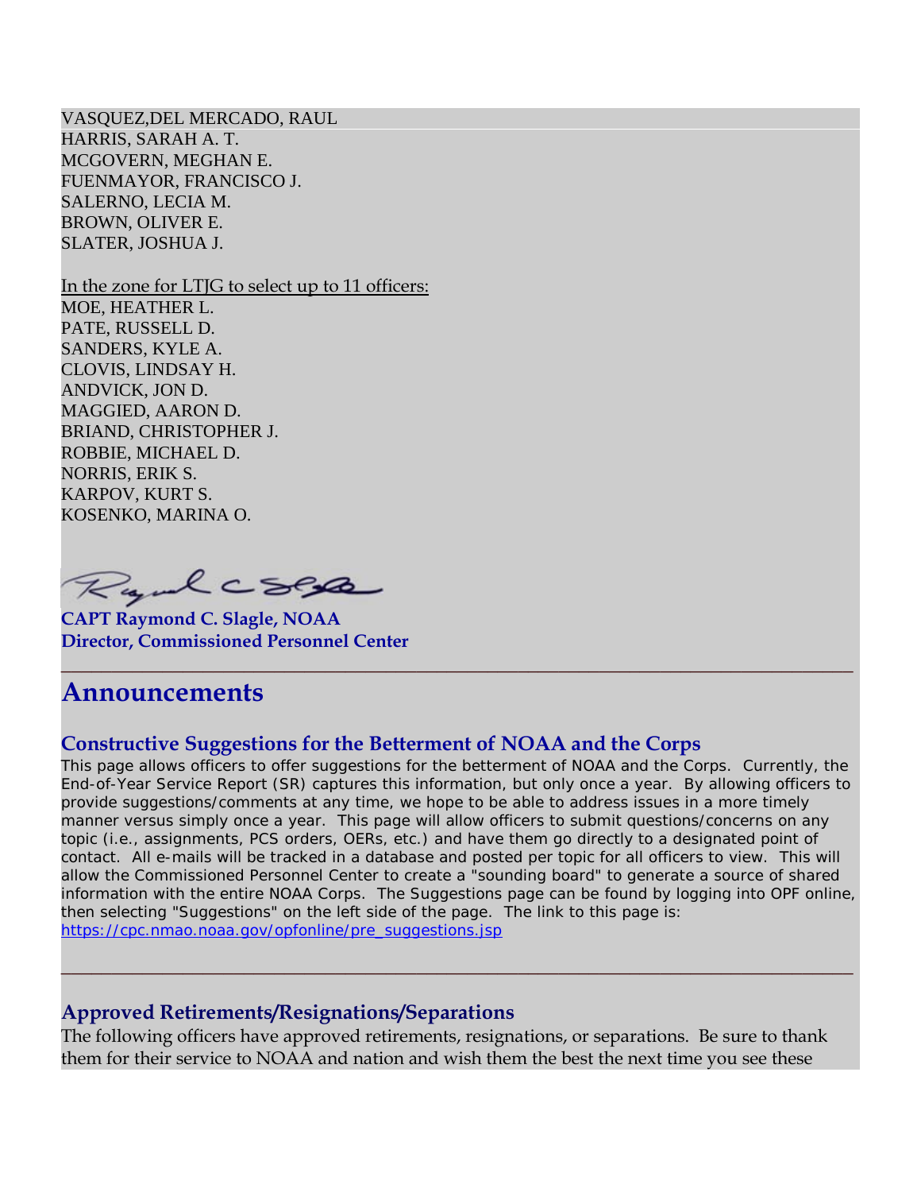VASQUEZ,DEL MERCADO, RAUL
HARRIS, SARAH A. T.
MCGOVERN, MEGHAN E.
FUENMAYOR, FRANCISCO J.
SALERNO, LECIA M.
BROWN, OLIVER E.
SLATER, JOSHUA J.

In the zone for LTJG to select up to 11 officers:
MOE, HEATHER L.
PATE, RUSSELL D.
SANDERS, KYLE A.
CLOVIS, LINDSAY H.
ANDVICK, JON D.
MAGGIED, AARON D.
BRIAND, CHRISTOPHER J.
ROBBIE, MICHAEL D.
NORRIS, ERIK S.
KARPOV, KURT S.
KOSENKO, MARINA O.

**CAPT Raymond C. Slagle, NOAA**
**Director, Commissioned Personnel Center**

---

# Announcements

### Constructive Suggestions for the Betterment of NOAA and the Corps

This page allows officers to offer suggestions for the betterment of NOAA and the Corps. Currently, the End-of-Year Service Report (SR) captures this information, but only once a year. By allowing officers to provide suggestions/comments at any time, we hope to be able to address issues in a more timely manner versus simply once a year. This page will allow officers to submit questions/concerns on any topic (i.e., assignments, PCS orders, OERs, etc.) and have them go directly to a designated point of contact. All e-mails will be tracked in a database and posted per topic for all officers to view. This will allow the Commissioned Personnel Center to create a "sounding board" to generate a source of shared information with the entire NOAA Corps. The Suggestions page can be found by logging into OPF online, then selecting "Suggestions" on the left side of the page. The link to this page is: https://cpc.nmao.noaa.gov/opfonline/pre_suggestions.jsp

---

### Approved Retirements/Resignations/Separations

The following officers have approved retirements, resignations, or separations. Be sure to thank them for their service to NOAA and nation and wish them the best the next time you see these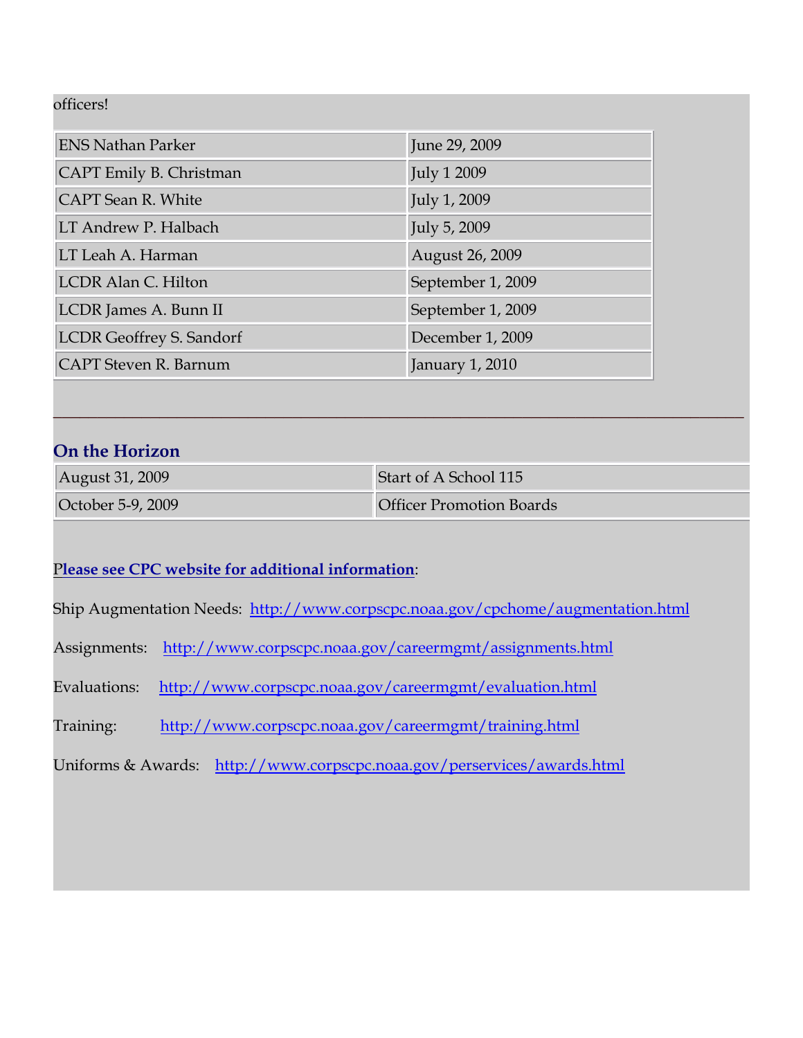officers!

| | |
|---|---|
| ENS Nathan Parker | June 29, 2009 |
| CAPT Emily B. Christman | July 1 2009 |
| CAPT Sean R. White | July 1, 2009 |
| LT Andrew P. Halbach | July 5, 2009 |
| LT Leah A. Harman | August 26, 2009 |
| LCDR Alan C. Hilton | September 1, 2009 |
| LCDR James A. Bunn II | September 1, 2009 |
| LCDR Geoffrey S. Sandorf | December 1, 2009 |
| CAPT Steven R. Barnum | January 1, 2010 |

---

## On the Horizon

| | |
|---|---|
| August 31, 2009 | Start of A School 115 |
| October 5-9, 2009 | Officer Promotion Boards |

**Please see CPC website for additional information**:

Ship Augmentation Needs: http://www.corpscpc.noaa.gov/cpchome/augmentation.html

Assignments: http://www.corpscpc.noaa.gov/careermgmt/assignments.html

Evaluations: http://www.corpscpc.noaa.gov/careermgmt/evaluation.html

Training: http://www.corpscpc.noaa.gov/careermgmt/training.html

Uniforms & Awards: http://www.corpscpc.noaa.gov/perservices/awards.html